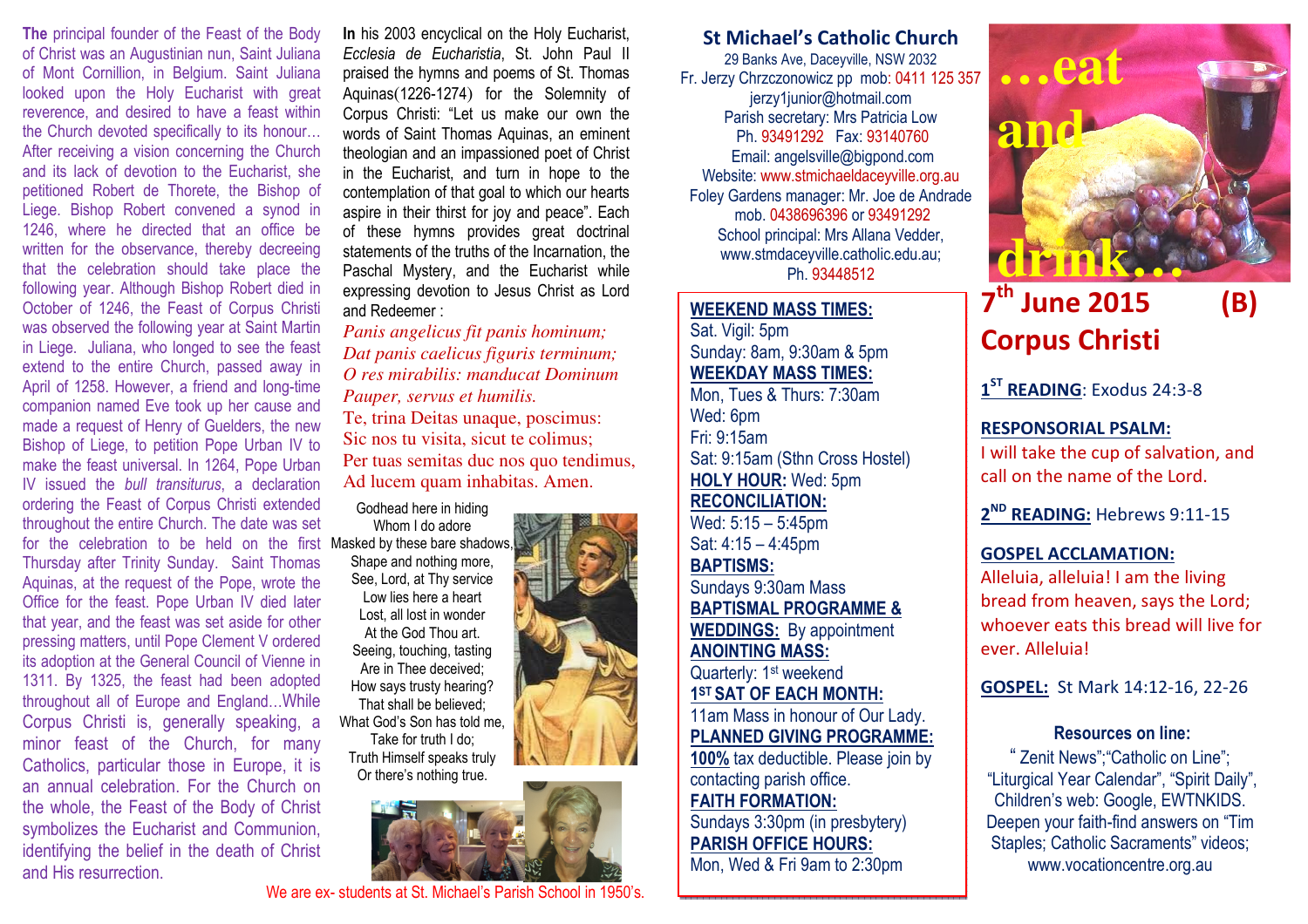**The** principal founder of the Feast of the Body of Christ was an Augustinian nun, Saint Juliana of Mont Cornillion, in Belgium. Saint Juliana looked upon the Holy Eucharist with great reverence, and desired to have a feast within the Church devoted specifically to its honour… After receiving a vision concerning the Church and its lack of devotion to the Eucharist, she petitioned Robert de Thorete, the Bishop of Liege. Bishop Robert convened a synod in 1246, where he directed that an office be written for the observance, thereby decreeing that the celebration should take place the following year. Although Bishop Robert died in October of 1246, the Feast of Corpus Christi was observed the following year at Saint Martin in Liege. Juliana, who longed to see the feast extend to the entire Church, passed away in April of 1258. However, a friend and long-time companion named Eve took up her cause and made a request of Henry of Guelders, the new Bishop of Liege, to petition Pope Urban IV to make the feast universal. In 1264, Pope Urban IV issued the *bull transiturus*, a declaration ordering the Feast of Corpus Christi extended throughout the entire Church. The date was set for the celebration to be held on the first Thursday after Trinity Sunday. Saint Thomas Aquinas, at the request of the Pope, wrote the Office for the feast. Pope Urban IV died later that year, and the feast was set aside for other pressing matters, until Pope Clement V ordered its adoption at the General Council of Vienne in 1311. By 1325, the feast had been adopted throughout all of Europe and England…While Corpus Christi is, generally speaking, a minor feast of the Church, for many Catholics, particular those in Europe, it is an annual celebration. For the Church on the whole, the Feast of the Body of Christ symbolizes the Eucharist and Communion, identifying the belief in the death of Christ and His resurrection.

**In** his 2003 encyclical on the Holy Eucharist, *Ecclesia de Eucharistia*, St. John Paul II praised the hymns and poems of St. Thomas Aquinas(1226-1274) for the Solemnity of Corpus Christi: "Let us make our own the words of Saint Thomas Aquinas, an eminent theologian and an impassioned poet of Christ in the Eucharist, and turn in hope to the contemplation of that goal to which our hearts aspire in their thirst for joy and peace". Each of these hymns provides great doctrinal statements of the truths of the Incarnation, the Paschal Mystery, and the Eucharist while expressing devotion to Jesus Christ as Lord and Redeemer :

*Panis angelicus fit panis hominum;*
*Dat panis caelicus figuris terminum;*
*O res mirabilis: manducat Dominum*
*Pauper, servus et humilis.*
Te, trina Deitas unaque, poscimus:
Sic nos tu visita, sicut te colimus;
Per tuas semitas duc nos quo tendimus,
Ad lucem quam inhabitas. Amen.

Godhead here in hiding
Whom I do adore
Masked by these bare shadows,
Shape and nothing more,
See, Lord, at Thy service
Low lies here a heart
Lost, all lost in wonder
At the God Thou art.
Seeing, touching, tasting
Are in Thee deceived;
How says trusty hearing?
That shall be believed;
What God's Son has told me,
Take for truth I do;
Truth Himself speaks truly
Or there's nothing true.

We are ex- students at St. Michael's Parish School in 1950's.

## St Michael's Catholic Church

29 Banks Ave, Daceyville, NSW 2032
Fr. Jerzy Chrzczonowicz pp mob: 0411 125 357
jerzy1junior@hotmail.com
Parish secretary: Mrs Patricia Low
Ph. 93491292 Fax: 93140760
Email: angelsville@bigpond.com
Website: www.stmichaeldaceyville.org.au
Foley Gardens manager: Mr. Joe de Andrade
mob. 0438696396 or 93491292
School principal: Mrs Allana Vedder,
www.stmdaceyville.catholic.edu.au;
Ph. 93448512

**WEEKEND MASS TIMES:**
Sat. Vigil: 5pm
Sunday: 8am, 9:30am & 5pm
**WEEKDAY MASS TIMES:**
Mon, Tues & Thurs: 7:30am
Wed: 6pm
Fri: 9:15am
Sat: 9:15am (Sthn Cross Hostel)
**HOLY HOUR:** Wed: 5pm
**RECONCILIATION:**
Wed: 5:15 – 5:45pm
Sat: 4:15 – 4:45pm
**BAPTISMS:**
Sundays 9:30am Mass
**BAPTISMAL PROGRAMME & WEDDINGS:** By appointment
**ANOINTING MASS:**
Quarterly: 1st weekend
**1ST SAT OF EACH MONTH:**
11am Mass in honour of Our Lady.
**PLANNED GIVING PROGRAMME:**
**100%** tax deductible. Please join by contacting parish office.
**FAITH FORMATION:**
Sundays 3:30pm (in presbytery)
**PARISH OFFICE HOURS:**
Mon, Wed & Fri 9am to 2:30pm

…eat and drink…

# 7th June 2015 (B)
# Corpus Christi

**1ST READING**: Exodus 24:3-8

**RESPONSORIAL PSALM:**
I will take the cup of salvation, and call on the name of the Lord.

**2ND READING:** Hebrews 9:11-15

**GOSPEL ACCLAMATION:**
Alleluia, alleluia! I am the living bread from heaven, says the Lord; whoever eats this bread will live for ever. Alleluia!

**GOSPEL:** St Mark 14:12-16, 22-26

**Resources on line:**
" Zenit News";"Catholic on Line"; "Liturgical Year Calendar", "Spirit Daily", Children's web: Google, EWTNKIDS. Deepen your faith-find answers on "Tim Staples; Catholic Sacraments" videos; www.vocationcentre.org.au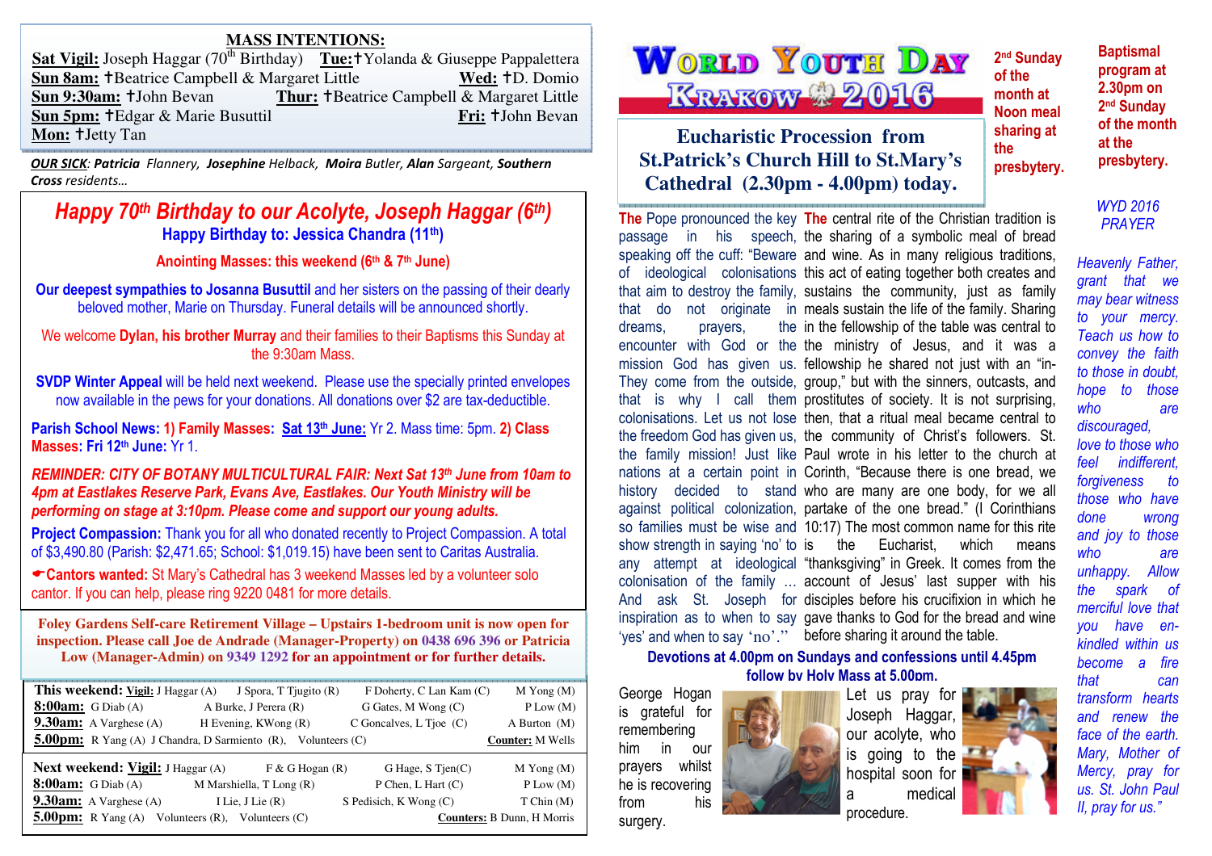## MASS INTENTIONS:

**Sat Vigil:** Joseph Haggar (70th Birthday) **Tue:** †Yolanda & Giuseppe Pappalettera
**Sun 8am:** †Beatrice Campbell & Margaret Little **Wed:** †D. Domio
**Sun 9:30am:** †John Bevan **Thur:** †Beatrice Campbell & Margaret Little
**Sun 5pm:** †Edgar & Marie Busuttil **Fri:** †John Bevan
**Mon:** †Jetty Tan

***OUR SICK***: ***Patricia*** *Flannery,* ***Josephine*** *Helback,* ***Moira*** *Butler,* ***Alan*** *Sargeant,* ***Southern Cross*** *residents…*

## *Happy 70th Birthday to our Acolyte, Joseph Haggar (6th)*

**Happy Birthday to: Jessica Chandra (11th)**

**Anointing Masses: this weekend (6th & 7th June)**

**Our deepest sympathies to Josanna Busuttil** and her sisters on the passing of their dearly beloved mother, Marie on Thursday. Funeral details will be announced shortly.

We welcome **Dylan, his brother Murray** and their families to their Baptisms this Sunday at the 9:30am Mass.

**SVDP Winter Appeal** will be held next weekend. Please use the specially printed envelopes now available in the pews for your donations. All donations over $2 are tax-deductible.

**Parish School News: 1) Family Masses: Sat 13th June:** Yr 2. Mass time: 5pm. **2) Class Masses: Fri 12th June:** Yr 1.

***REMINDER: CITY OF BOTANY MULTICULTURAL FAIR: Next Sat 13th June from 10am to 4pm at Eastlakes Reserve Park, Evans Ave, Eastlakes. Our Youth Ministry will be performing on stage at 3:10pm. Please come and support our young adults.***

**Project Compassion:** Thank you for all who donated recently to Project Compassion. A total of $3,490.80 (Parish: $2,471.65; School: $1,019.15) have been sent to Caritas Australia.

☛**Cantors wanted:** St Mary's Cathedral has 3 weekend Masses led by a volunteer solo cantor. If you can help, please ring 9220 0481 for more details.

**Foley Gardens Self-care Retirement Village – Upstairs 1-bedroom unit is now open for inspection. Please call Joe de Andrade (Manager-Property) on 0438 696 396 or Patricia Low (Manager-Admin) on 9349 1292 for an appointment or for further details.**

| | | | | |
|---|---|---|---|---|
| **This weekend: Vigil:** J Haggar (A) | J Spora, T Tjugito (R) | F Doherty, C Lan Kam (C) | M Yong (M) | |
| **8:00am:** G Diab (A) | A Burke, J Perera (R) | G Gates, M Wong (C) | P Low (M) | |
| **9.30am:** A Varghese (A) | H Evening, KWong (R) | C Goncalves, L Tjoe (C) | A Burton (M) | |
| **5.00pm:** R Yang (A) J Chandra, D Sarmiento (R), | Volunteers (C) | | | **Counter:** M Wells |

| | | | | |
|---|---|---|---|---|
| **Next weekend: Vigil:** J Haggar (A) | F & G Hogan (R) | G Hage, S Tjen(C) | M Yong (M) | |
| **8:00am:** G Diab (A) | M Marshiella, T Long (R) | P Chen, L Hart (C) | P Low (M) | |
| **9.30am:** A Varghese (A) | I Lie, J Lie (R) | S Pedisich, K Wong (C) | T Chin (M) | |
| **5.00pm:** R Yang (A) | Volunteers (R), | Volunteers (C) | | **Counters:** B Dunn, H Morris |

# WORLD YOUTH DAY KRAKOW 2016

## Eucharistic Procession from St.Patrick's Church Hill to St.Mary's Cathedral (2.30pm - 4.00pm) today.

**2nd Sunday of the month at Noon meal sharing at the presbytery.**

**Baptismal program at 2.30pm on 2nd Sunday of the month at the presbytery.**

**The** Pope pronounced the key passage in his speech, speaking off the cuff: "Beware of ideological colonisations that aim to destroy the family, that do not originate in dreams, prayers, the encounter with God or the mission God has given us. They come from the outside, that is why I call them colonisations. Let us not lose the freedom God has given us, the family mission! Just like nations at a certain point in history decided to stand against political colonization, so families must be wise and show strength in saying 'no' to any attempt at ideological colonisation of the family … And ask St. Joseph for inspiration as to when to say 'yes' and when to say 'no'."

**The** central rite of the Christian tradition is the sharing of a symbolic meal of bread and wine. As in many religious traditions, this act of eating together both creates and sustains the community, just as family meals sustain the life of the family. Sharing in the fellowship of the table was central to the ministry of Jesus, and it was a fellowship he shared not just with an "in-group," but with the sinners, outcasts, and prostitutes of society. It is not surprising, then, that a ritual meal became central to the community of Christ's followers. St. Paul wrote in his letter to the church at Corinth, "Because there is one bread, we who are many are one body, for we all partake of the one bread." (I Corinthians 10:17) The most common name for this rite is the Eucharist, which means "thanksgiving" in Greek. It comes from the account of Jesus' last supper with his disciples before his crucifixion in which he gave thanks to God for the bread and wine before sharing it around the table.

**Devotions at 4.00pm on Sundays and confessions until 4.45pm follow by Holy Mass at 5.00pm.**

George Hogan is grateful for remembering him in our prayers whilst he is recovering from his surgery.

Let us pray for Joseph Haggar, our acolyte, who is going to the hospital soon for a medical procedure.

### *WYD 2016 PRAYER*

*Heavenly Father, grant that we may bear witness to your mercy. Teach us how to convey the faith to those in doubt, hope to those who are discouraged, love to those who feel indifferent, forgiveness to those who have done wrong and joy to those who are unhappy. Allow the spark of merciful love that you have enkindled within us become a fire that can transform hearts and renew the face of the earth. Mary, Mother of Mercy, pray for us. St. John Paul II, pray for us."*